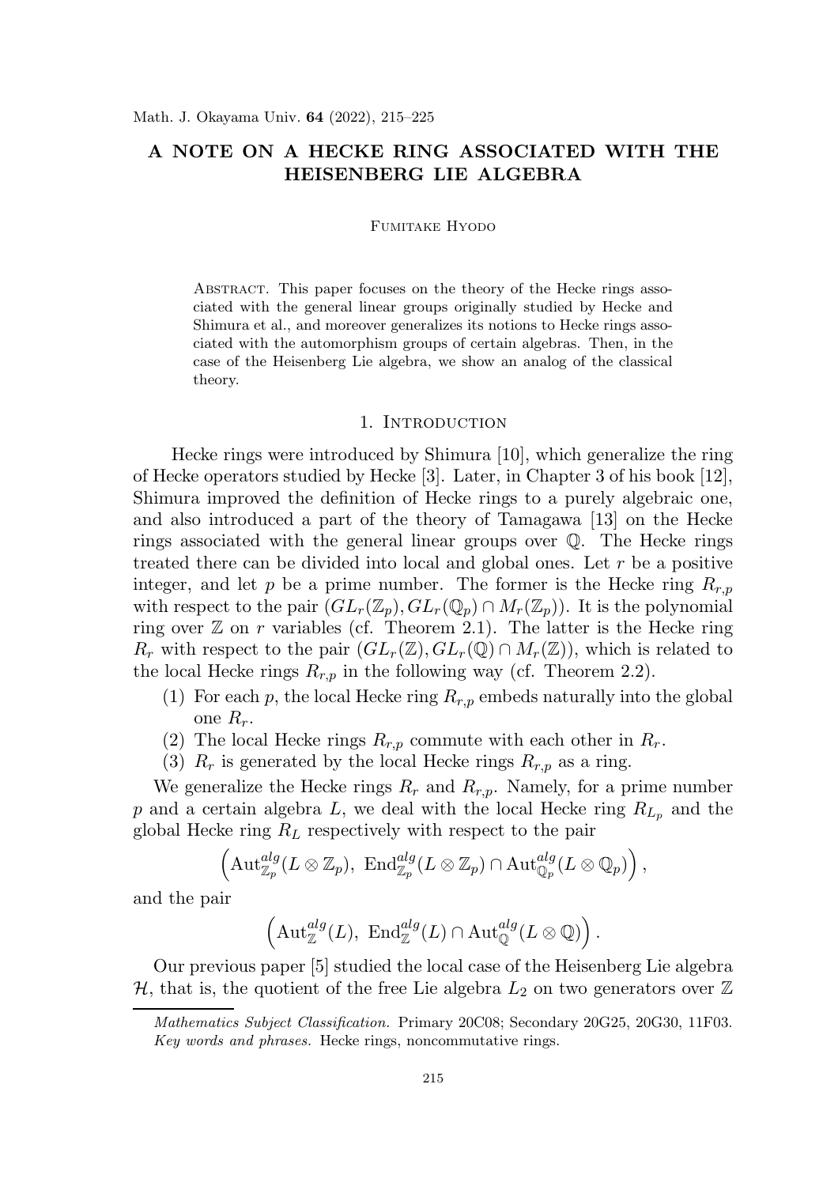# A NOTE ON A HECKE RING ASSOCIATED WITH THE HEISENBERG LIE ALGEBRA

Fumitake Hyodo

Abstract. This paper focuses on the theory of the Hecke rings associated with the general linear groups originally studied by Hecke and Shimura et al., and moreover generalizes its notions to Hecke rings associated with the automorphism groups of certain algebras. Then, in the case of the Heisenberg Lie algebra, we show an analog of the classical theory.

## 1. Introduction

Hecke rings were introduced by Shimura [10], which generalize the ring of Hecke operators studied by Hecke [3]. Later, in Chapter 3 of his book [12], Shimura improved the definition of Hecke rings to a purely algebraic one, and also introduced a part of the theory of Tamagawa [13] on the Hecke rings associated with the general linear groups over $\mathbb{Q}$. The Hecke rings treated there can be divided into local and global ones. Let $r$ be a positive integer, and let $p$ be a prime number. The former is the Hecke ring $R_{r,p}$ with respect to the pair $(GL_r(\mathbb{Z}_p), GL_r(\mathbb{Q}_p) \cap M_r(\mathbb{Z}_p))$. It is the polynomial ring over $\mathbb{Z}$ on $r$ variables (cf. Theorem 2.1). The latter is the Hecke ring $R_r$ with respect to the pair $(GL_r(\mathbb{Z}), GL_r(\mathbb{Q}) \cap M_r(\mathbb{Z}))$, which is related to the local Hecke rings $R_{r,p}$ in the following way (cf. Theorem 2.2).

1. For each $p$, the local Hecke ring $R_{r,p}$ embeds naturally into the global one $R_r$.
2. The local Hecke rings $R_{r,p}$ commute with each other in $R_r$.
3. $R_r$ is generated by the local Hecke rings $R_{r,p}$ as a ring.

We generalize the Hecke rings $R_r$ and $R_{r,p}$. Namely, for a prime number $p$ and a certain algebra $L$, we deal with the local Hecke ring $R_{L_p}$ and the global Hecke ring $R_L$ respectively with respect to the pair

$$\left(\mathrm{Aut}^{alg}_{\mathbb{Z}_p}(L \otimes \mathbb{Z}_p),\ \mathrm{End}^{alg}_{\mathbb{Z}_p}(L \otimes \mathbb{Z}_p) \cap \mathrm{Aut}^{alg}_{\mathbb{Q}_p}(L \otimes \mathbb{Q}_p)\right),$$

and the pair

$$\left(\mathrm{Aut}^{alg}_{\mathbb{Z}}(L),\ \mathrm{End}^{alg}_{\mathbb{Z}}(L) \cap \mathrm{Aut}^{alg}_{\mathbb{Q}}(L \otimes \mathbb{Q})\right).$$

Our previous paper [5] studied the local case of the Heisenberg Lie algebra $\mathcal{H}$, that is, the quotient of the free Lie algebra $L_2$ on two generators over $\mathbb{Z}$

*Mathematics Subject Classification.* Primary 20C08; Secondary 20G25, 20G30, 11F03.
*Key words and phrases.* Hecke rings, noncommutative rings.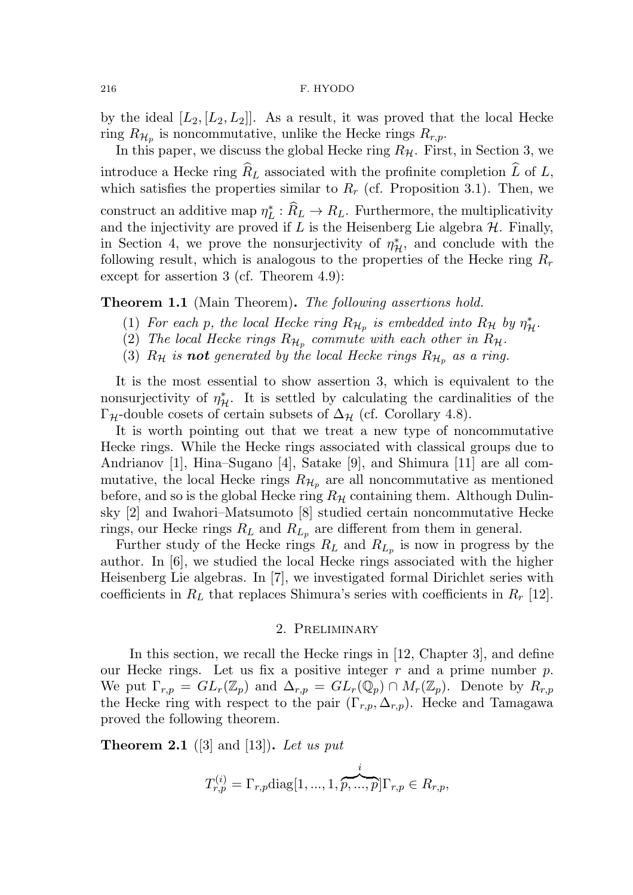by the ideal $[L_2, [L_2, L_2]]$. As a result, it was proved that the local Hecke ring $R_{\mathcal{H}_p}$ is noncommutative, unlike the Hecke rings $R_{r,p}$.

In this paper, we discuss the global Hecke ring $R_{\mathcal{H}}$. First, in Section 3, we introduce a Hecke ring $\widehat{R}_L$ associated with the profinite completion $\widehat{L}$ of $L$, which satisfies the properties similar to $R_r$ (cf. Proposition 3.1). Then, we construct an additive map $\eta_L^* : \widehat{R}_L \to R_L$. Furthermore, the multiplicativity and the injectivity are proved if $L$ is the Heisenberg Lie algebra $\mathcal{H}$. Finally, in Section 4, we prove the nonsurjectivity of $\eta_{\mathcal{H}}^*$, and conclude with the following result, which is analogous to the properties of the Hecke ring $R_r$ except for assertion 3 (cf. Theorem 4.9):

**Theorem 1.1** (Main Theorem)**.** *The following assertions hold.*

1. *For each $p$, the local Hecke ring $R_{\mathcal{H}_p}$ is embedded into $R_{\mathcal{H}}$ by $\eta_{\mathcal{H}}^*$.*
2. *The local Hecke rings $R_{\mathcal{H}_p}$ commute with each other in $R_{\mathcal{H}}$.*
3. *$R_{\mathcal{H}}$ is* ***not*** *generated by the local Hecke rings $R_{\mathcal{H}_p}$ as a ring.*

It is the most essential to show assertion 3, which is equivalent to the nonsurjectivity of $\eta_{\mathcal{H}}^*$. It is settled by calculating the cardinalities of the $\Gamma_{\mathcal{H}}$-double cosets of certain subsets of $\Delta_{\mathcal{H}}$ (cf. Corollary 4.8).

It is worth pointing out that we treat a new type of noncommutative Hecke rings. While the Hecke rings associated with classical groups due to Andrianov [1], Hina–Sugano [4], Satake [9], and Shimura [11] are all commutative, the local Hecke rings $R_{\mathcal{H}_p}$ are all noncommutative as mentioned before, and so is the global Hecke ring $R_{\mathcal{H}}$ containing them. Although Dulinsky [2] and Iwahori–Matsumoto [8] studied certain noncommutative Hecke rings, our Hecke rings $R_L$ and $R_{L_p}$ are different from them in general.

Further study of the Hecke rings $R_L$ and $R_{L_p}$ is now in progress by the author. In [6], we studied the local Hecke rings associated with the higher Heisenberg Lie algebras. In [7], we investigated formal Dirichlet series with coefficients in $R_L$ that replaces Shimura's series with coefficients in $R_r$ [12].

## 2. Preliminary

In this section, we recall the Hecke rings in [12, Chapter 3], and define our Hecke rings. Let us fix a positive integer $r$ and a prime number $p$. We put $\Gamma_{r,p} = GL_r(\mathbb{Z}_p)$ and $\Delta_{r,p} = GL_r(\mathbb{Q}_p) \cap M_r(\mathbb{Z}_p)$. Denote by $R_{r,p}$ the Hecke ring with respect to the pair $(\Gamma_{r,p}, \Delta_{r,p})$. Hecke and Tamagawa proved the following theorem.

**Theorem 2.1** ([3] and [13])**.** *Let us put*

$$T_{r,p}^{(i)} = \Gamma_{r,p}\mathrm{diag}[1, ..., 1, \overbrace{p, ..., p}^{i}]\Gamma_{r,p} \in R_{r,p},$$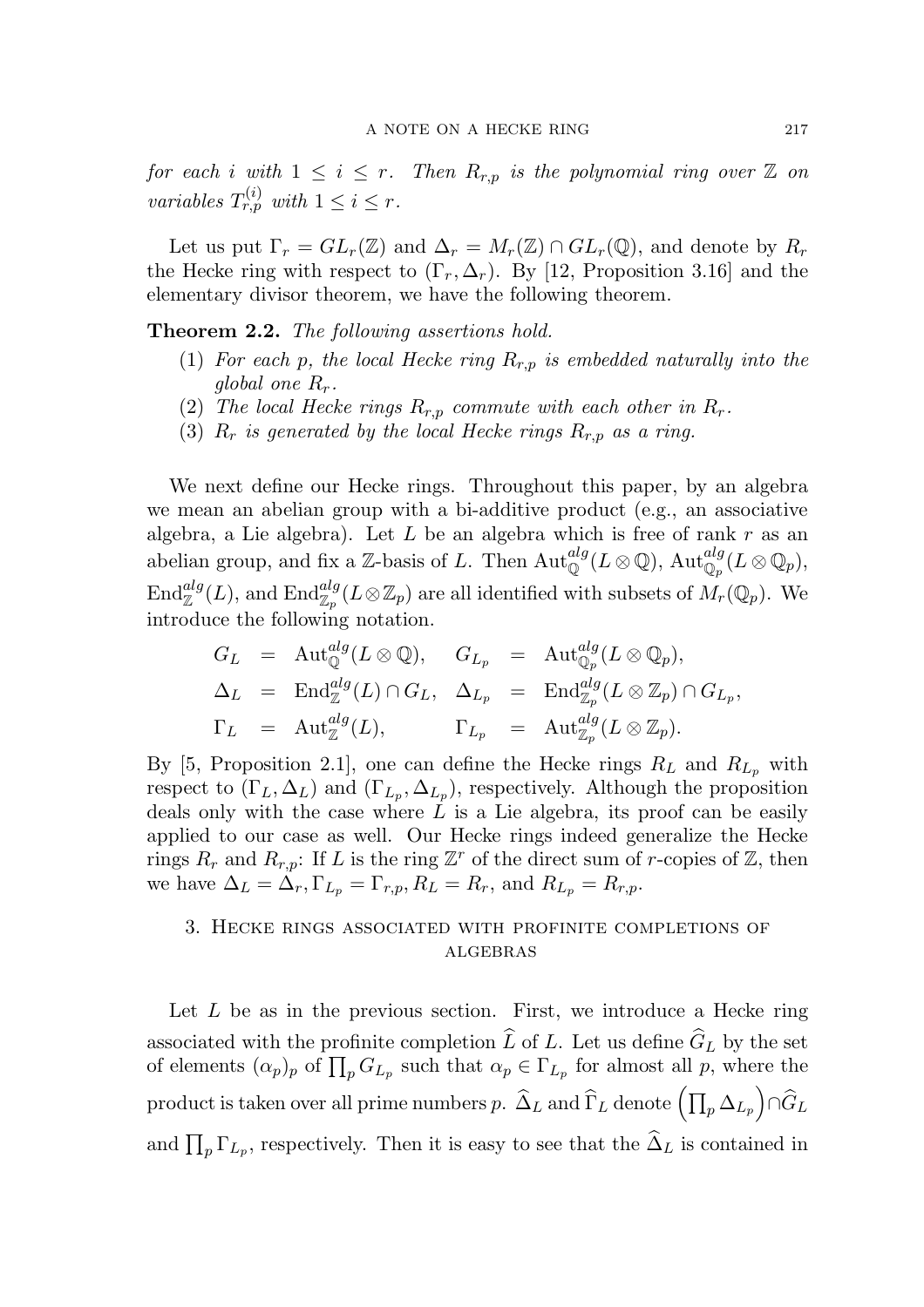*for each $i$ with $1 \leq i \leq r$. Then $R_{r,p}$ is the polynomial ring over $\mathbb{Z}$ on variables $T_{r,p}^{(i)}$ with $1 \leq i \leq r$.*

Let us put $\Gamma_r = GL_r(\mathbb{Z})$ and $\Delta_r = M_r(\mathbb{Z}) \cap GL_r(\mathbb{Q})$, and denote by $R_r$ the Hecke ring with respect to $(\Gamma_r, \Delta_r)$. By [12, Proposition 3.16] and the elementary divisor theorem, we have the following theorem.

**Theorem 2.2.** *The following assertions hold.*

1. *For each $p$, the local Hecke ring $R_{r,p}$ is embedded naturally into the global one $R_r$.*
2. *The local Hecke rings $R_{r,p}$ commute with each other in $R_r$.*
3. *$R_r$ is generated by the local Hecke rings $R_{r,p}$ as a ring.*

We next define our Hecke rings. Throughout this paper, by an algebra we mean an abelian group with a bi-additive product (e.g., an associative algebra, a Lie algebra). Let $L$ be an algebra which is free of rank $r$ as an abelian group, and fix a $\mathbb{Z}$-basis of $L$. Then $\mathrm{Aut}_{\mathbb{Q}}^{alg}(L \otimes \mathbb{Q})$, $\mathrm{Aut}_{\mathbb{Q}_p}^{alg}(L \otimes \mathbb{Q}_p)$, $\mathrm{End}_{\mathbb{Z}}^{alg}(L)$, and $\mathrm{End}_{\mathbb{Z}_p}^{alg}(L \otimes \mathbb{Z}_p)$ are all identified with subsets of $M_r(\mathbb{Q}_p)$. We introduce the following notation.

$$
\begin{array}{rclrcl}
G_L & = & \mathrm{Aut}_{\mathbb{Q}}^{alg}(L \otimes \mathbb{Q}), & G_{L_p} & = & \mathrm{Aut}_{\mathbb{Q}_p}^{alg}(L \otimes \mathbb{Q}_p), \\
\Delta_L & = & \mathrm{End}_{\mathbb{Z}}^{alg}(L) \cap G_L, & \Delta_{L_p} & = & \mathrm{End}_{\mathbb{Z}_p}^{alg}(L \otimes \mathbb{Z}_p) \cap G_{L_p}, \\
\Gamma_L & = & \mathrm{Aut}_{\mathbb{Z}}^{alg}(L), & \Gamma_{L_p} & = & \mathrm{Aut}_{\mathbb{Z}_p}^{alg}(L \otimes \mathbb{Z}_p).
\end{array}
$$

By [5, Proposition 2.1], one can define the Hecke rings $R_L$ and $R_{L_p}$ with respect to $(\Gamma_L, \Delta_L)$ and $(\Gamma_{L_p}, \Delta_{L_p})$, respectively. Although the proposition deals only with the case where $L$ is a Lie algebra, its proof can be easily applied to our case as well. Our Hecke rings indeed generalize the Hecke rings $R_r$ and $R_{r,p}$: If $L$ is the ring $\mathbb{Z}^r$ of the direct sum of $r$-copies of $\mathbb{Z}$, then we have $\Delta_L = \Delta_r, \Gamma_{L_p} = \Gamma_{r,p}, R_L = R_r$, and $R_{L_p} = R_{r,p}$.

## 3. Hecke rings associated with profinite completions of algebras

Let $L$ be as in the previous section. First, we introduce a Hecke ring associated with the profinite completion $\widehat{L}$ of $L$. Let us define $\widehat{G}_L$ by the set of elements $(\alpha_p)_p$ of $\prod_p G_{L_p}$ such that $\alpha_p \in \Gamma_{L_p}$ for almost all $p$, where the product is taken over all prime numbers $p$. $\widehat{\Delta}_L$ and $\widehat{\Gamma}_L$ denote $\left(\prod_p \Delta_{L_p}\right) \cap \widehat{G}_L$ and $\prod_p \Gamma_{L_p}$, respectively. Then it is easy to see that the $\widehat{\Delta}_L$ is contained in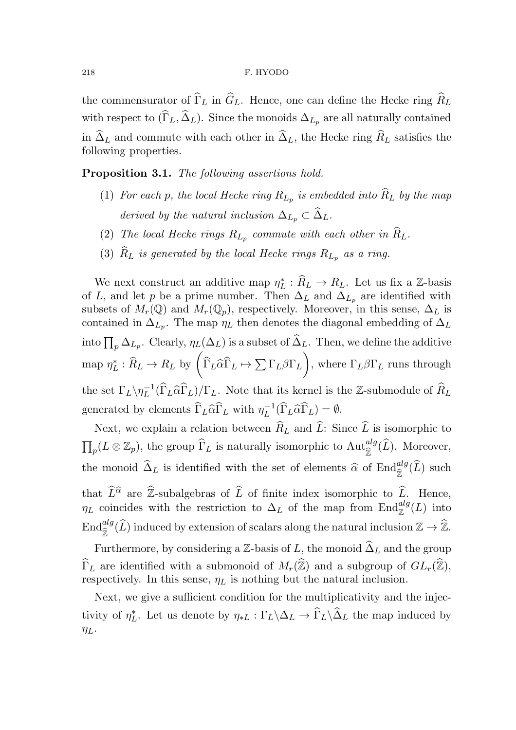the commensurator of $\widehat{\Gamma}_L$ in $\widehat{G}_L$. Hence, one can define the Hecke ring $\widehat{R}_L$ with respect to $(\widehat{\Gamma}_L, \widehat{\Delta}_L)$. Since the monoids $\Delta_{L_p}$ are all naturally contained in $\widehat{\Delta}_L$ and commute with each other in $\widehat{\Delta}_L$, the Hecke ring $\widehat{R}_L$ satisfies the following properties.

**Proposition 3.1.** *The following assertions hold.*

1. *For each $p$, the local Hecke ring $R_{L_p}$ is embedded into $\widehat{R}_L$ by the map derived by the natural inclusion $\Delta_{L_p} \subset \widehat{\Delta}_L$.*
2. *The local Hecke rings $R_{L_p}$ commute with each other in $\widehat{R}_L$.*
3. *$\widehat{R}_L$ is generated by the local Hecke rings $R_{L_p}$ as a ring.*

We next construct an additive map $\eta_L^* : \widehat{R}_L \to R_L$. Let us fix a $\mathbb{Z}$-basis of $L$, and let $p$ be a prime number. Then $\Delta_L$ and $\Delta_{L_p}$ are identified with subsets of $M_r(\mathbb{Q})$ and $M_r(\mathbb{Q}_p)$, respectively. Moreover, in this sense, $\Delta_L$ is contained in $\Delta_{L_p}$. The map $\eta_L$ then denotes the diagonal embedding of $\Delta_L$ into $\prod_p \Delta_{L_p}$. Clearly, $\eta_L(\Delta_L)$ is a subset of $\widehat{\Delta}_L$. Then, we define the additive map $\eta_L^* : \widehat{R}_L \to R_L$ by $\left(\widehat{\Gamma}_L \widehat{\alpha} \widehat{\Gamma}_L \mapsto \sum \Gamma_L \beta \Gamma_L\right)$, where $\Gamma_L \beta \Gamma_L$ runs through the set $\Gamma_L \backslash \eta_L^{-1}(\widehat{\Gamma}_L \widehat{\alpha} \widehat{\Gamma}_L)/\Gamma_L$. Note that its kernel is the $\mathbb{Z}$-submodule of $\widehat{R}_L$ generated by elements $\widehat{\Gamma}_L \widehat{\alpha} \widehat{\Gamma}_L$ with $\eta_L^{-1}(\widehat{\Gamma}_L \widehat{\alpha} \widehat{\Gamma}_L) = \emptyset$.

Next, we explain a relation between $\widehat{R}_L$ and $\widehat{L}$: Since $\widehat{L}$ is isomorphic to $\prod_p (L \otimes \mathbb{Z}_p)$, the group $\widehat{\Gamma}_L$ is naturally isomorphic to $\mathrm{Aut}_{\widehat{\mathbb{Z}}}^{alg}(\widehat{L})$. Moreover, the monoid $\widehat{\Delta}_L$ is identified with the set of elements $\widehat{\alpha}$ of $\mathrm{End}_{\widehat{\mathbb{Z}}}^{alg}(\widehat{L})$ such that $\widehat{L}^{\widehat{\alpha}}$ are $\widehat{\mathbb{Z}}$-subalgebras of $\widehat{L}$ of finite index isomorphic to $\widehat{L}$. Hence, $\eta_L$ coincides with the restriction to $\Delta_L$ of the map from $\mathrm{End}_{\mathbb{Z}}^{alg}(L)$ into $\mathrm{End}_{\widehat{\mathbb{Z}}}^{alg}(\widehat{L})$ induced by extension of scalars along the natural inclusion $\mathbb{Z} \to \widehat{\mathbb{Z}}$.

Furthermore, by considering a $\mathbb{Z}$-basis of $L$, the monoid $\widehat{\Delta}_L$ and the group $\widehat{\Gamma}_L$ are identified with a submonoid of $M_r(\widehat{\mathbb{Z}})$ and a subgroup of $GL_r(\widehat{\mathbb{Z}})$, respectively. In this sense, $\eta_L$ is nothing but the natural inclusion.

Next, we give a sufficient condition for the multiplicativity and the injectivity of $\eta_L^*$. Let us denote by $\eta_{*L} : \Gamma_L \backslash \Delta_L \to \widehat{\Gamma}_L \backslash \widehat{\Delta}_L$ the map induced by $\eta_L$.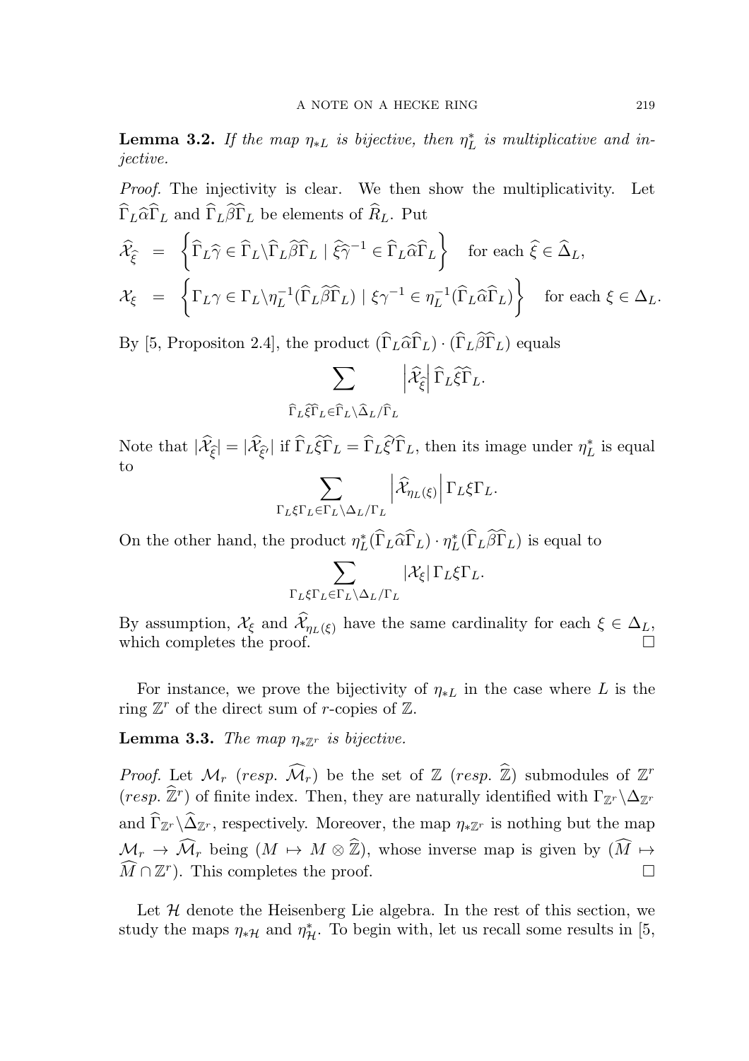**Lemma 3.2.** *If the map $\eta_{*L}$ is bijective, then $\eta_L^*$ is multiplicative and injective.*

*Proof.* The injectivity is clear. We then show the multiplicativity. Let $\widehat{\Gamma}_L\widehat{\alpha}\widehat{\Gamma}_L$ and $\widehat{\Gamma}_L\widehat{\beta}\widehat{\Gamma}_L$ be elements of $\widehat{R}_L$. Put

$$
\begin{aligned}
\widehat{\mathcal{X}}_{\widehat{\xi}} &= \left\{ \widehat{\Gamma}_L\widehat{\gamma} \in \widehat{\Gamma}_L\backslash\widehat{\Gamma}_L\widehat{\beta}\widehat{\Gamma}_L \mid \widehat{\xi}\widehat{\gamma}^{-1} \in \widehat{\Gamma}_L\widehat{\alpha}\widehat{\Gamma}_L \right\} \quad \text{for each } \widehat{\xi} \in \widehat{\Delta}_L, \\
\mathcal{X}_{\xi} &= \left\{ \Gamma_L\gamma \in \Gamma_L\backslash\eta_L^{-1}(\widehat{\Gamma}_L\widehat{\beta}\widehat{\Gamma}_L) \mid \xi\gamma^{-1} \in \eta_L^{-1}(\widehat{\Gamma}_L\widehat{\alpha}\widehat{\Gamma}_L) \right\} \quad \text{for each } \xi \in \Delta_L.
\end{aligned}
$$

By [5, Propositon 2.4], the product $(\widehat{\Gamma}_L\widehat{\alpha}\widehat{\Gamma}_L)\cdot(\widehat{\Gamma}_L\widehat{\beta}\widehat{\Gamma}_L)$ equals

$$
\sum_{\widehat{\Gamma}_L\widehat{\xi}\widehat{\Gamma}_L \in \widehat{\Gamma}_L\backslash\widehat{\Delta}_L/\widehat{\Gamma}_L} \left|\widehat{\mathcal{X}}_{\widehat{\xi}}\right| \widehat{\Gamma}_L\widehat{\xi}\widehat{\Gamma}_L.
$$

Note that $|\widehat{\mathcal{X}}_{\widehat{\xi}}| = |\widehat{\mathcal{X}}_{\widehat{\xi}'}|$ if $\widehat{\Gamma}_L\widehat{\xi}\widehat{\Gamma}_L = \widehat{\Gamma}_L\widehat{\xi}'\widehat{\Gamma}_L$, then its image under $\eta_L^*$ is equal to

$$
\sum_{\Gamma_L\xi\Gamma_L \in \Gamma_L\backslash\Delta_L/\Gamma_L} \left|\widehat{\mathcal{X}}_{\eta_L(\xi)}\right| \Gamma_L\xi\Gamma_L.
$$

On the other hand, the product $\eta_L^*(\widehat{\Gamma}_L\widehat{\alpha}\widehat{\Gamma}_L)\cdot\eta_L^*(\widehat{\Gamma}_L\widehat{\beta}\widehat{\Gamma}_L)$ is equal to

$$
\sum_{\Gamma_L\xi\Gamma_L \in \Gamma_L\backslash\Delta_L/\Gamma_L} |\mathcal{X}_{\xi}|\,\Gamma_L\xi\Gamma_L.
$$

By assumption, $\mathcal{X}_{\xi}$ and $\widehat{\mathcal{X}}_{\eta_L(\xi)}$ have the same cardinality for each $\xi \in \Delta_L$, which completes the proof. $\square$

For instance, we prove the bijectivity of $\eta_{*L}$ in the case where $L$ is the ring $\mathbb{Z}^r$ of the direct sum of $r$-copies of $\mathbb{Z}$.

**Lemma 3.3.** *The map $\eta_{*\mathbb{Z}^r}$ is bijective.*

*Proof.* Let $\mathcal{M}_r$ (*resp.* $\widehat{\mathcal{M}}_r$) be the set of $\mathbb{Z}$ (*resp.* $\widehat{\mathbb{Z}}$) submodules of $\mathbb{Z}^r$ (*resp.* $\widehat{\mathbb{Z}}^r$) of finite index. Then, they are naturally identified with $\Gamma_{\mathbb{Z}^r}\backslash\Delta_{\mathbb{Z}^r}$ and $\widehat{\Gamma}_{\mathbb{Z}^r}\backslash\widehat{\Delta}_{\mathbb{Z}^r}$, respectively. Moreover, the map $\eta_{*\mathbb{Z}^r}$ is nothing but the map $\mathcal{M}_r \to \widehat{\mathcal{M}}_r$ being $(M \mapsto M \otimes \widehat{\mathbb{Z}})$, whose inverse map is given by $(\widehat{M} \mapsto \widehat{M} \cap \mathbb{Z}^r)$. This completes the proof. $\square$

Let $\mathcal{H}$ denote the Heisenberg Lie algebra. In the rest of this section, we study the maps $\eta_{*\mathcal{H}}$ and $\eta_{\mathcal{H}}^*$. To begin with, let us recall some results in [5,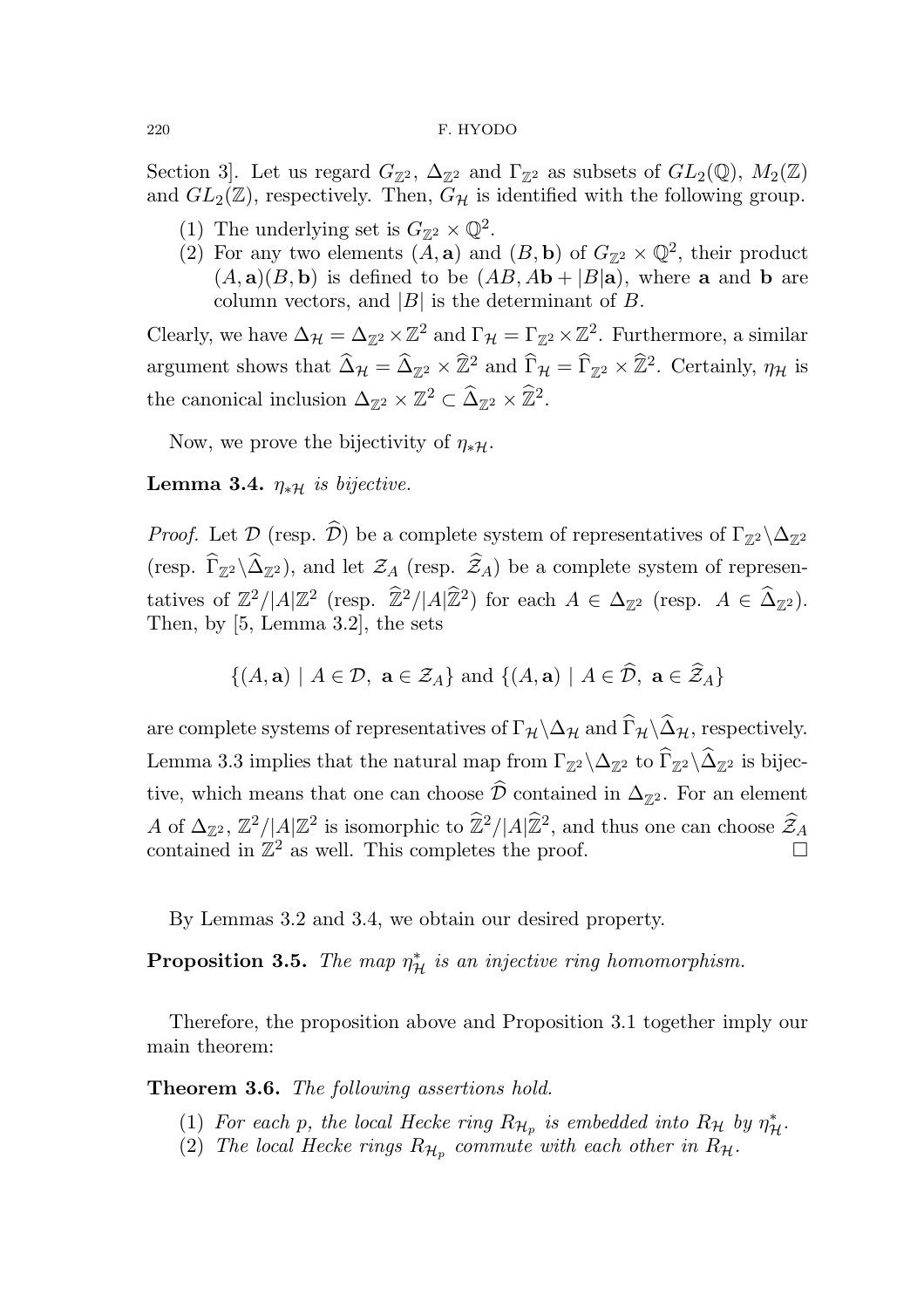Section 3]. Let us regard $G_{\mathbb{Z}^2}$, $\Delta_{\mathbb{Z}^2}$ and $\Gamma_{\mathbb{Z}^2}$ as subsets of $GL_2(\mathbb{Q})$, $M_2(\mathbb{Z})$ and $GL_2(\mathbb{Z})$, respectively. Then, $G_{\mathcal{H}}$ is identified with the following group.

(1) The underlying set is $G_{\mathbb{Z}^2} \times \mathbb{Q}^2$.
(2) For any two elements $(A, \mathbf{a})$ and $(B, \mathbf{b})$ of $G_{\mathbb{Z}^2} \times \mathbb{Q}^2$, their product $(A, \mathbf{a})(B, \mathbf{b})$ is defined to be $(AB, A\mathbf{b} + |B|\mathbf{a})$, where $\mathbf{a}$ and $\mathbf{b}$ are column vectors, and $|B|$ is the determinant of $B$.

Clearly, we have $\Delta_{\mathcal{H}} = \Delta_{\mathbb{Z}^2} \times \mathbb{Z}^2$ and $\Gamma_{\mathcal{H}} = \Gamma_{\mathbb{Z}^2} \times \mathbb{Z}^2$. Furthermore, a similar argument shows that $\widehat{\Delta}_{\mathcal{H}} = \widehat{\Delta}_{\mathbb{Z}^2} \times \widehat{\mathbb{Z}}^2$ and $\widehat{\Gamma}_{\mathcal{H}} = \widehat{\Gamma}_{\mathbb{Z}^2} \times \widehat{\mathbb{Z}}^2$. Certainly, $\eta_{\mathcal{H}}$ is the canonical inclusion $\Delta_{\mathbb{Z}^2} \times \mathbb{Z}^2 \subset \widehat{\Delta}_{\mathbb{Z}^2} \times \widehat{\mathbb{Z}}^2$.

Now, we prove the bijectivity of $\eta_{*\mathcal{H}}$.

**Lemma 3.4.** *$\eta_{*\mathcal{H}}$ is bijective.*

*Proof.* Let $\mathcal{D}$ (resp. $\widehat{\mathcal{D}}$) be a complete system of representatives of $\Gamma_{\mathbb{Z}^2}\backslash\Delta_{\mathbb{Z}^2}$ (resp. $\widehat{\Gamma}_{\mathbb{Z}^2}\backslash\widehat{\Delta}_{\mathbb{Z}^2}$), and let $\mathcal{Z}_A$ (resp. $\widehat{\mathcal{Z}}_A$) be a complete system of representatives of $\mathbb{Z}^2/|A|\mathbb{Z}^2$ (resp. $\widehat{\mathbb{Z}}^2/|A|\widehat{\mathbb{Z}}^2$) for each $A \in \Delta_{\mathbb{Z}^2}$ (resp. $A \in \widehat{\Delta}_{\mathbb{Z}^2}$). Then, by [5, Lemma 3.2], the sets

$$\{(A, \mathbf{a}) \mid A \in \mathcal{D},\ \mathbf{a} \in \mathcal{Z}_A\} \text{ and } \{(A, \mathbf{a}) \mid A \in \widehat{\mathcal{D}},\ \mathbf{a} \in \widehat{\mathcal{Z}}_A\}$$

are complete systems of representatives of $\Gamma_{\mathcal{H}}\backslash\Delta_{\mathcal{H}}$ and $\widehat{\Gamma}_{\mathcal{H}}\backslash\widehat{\Delta}_{\mathcal{H}}$, respectively. Lemma 3.3 implies that the natural map from $\Gamma_{\mathbb{Z}^2}\backslash\Delta_{\mathbb{Z}^2}$ to $\widehat{\Gamma}_{\mathbb{Z}^2}\backslash\widehat{\Delta}_{\mathbb{Z}^2}$ is bijective, which means that one can choose $\widehat{\mathcal{D}}$ contained in $\Delta_{\mathbb{Z}^2}$. For an element $A$ of $\Delta_{\mathbb{Z}^2}$, $\mathbb{Z}^2/|A|\mathbb{Z}^2$ is isomorphic to $\widehat{\mathbb{Z}}^2/|A|\widehat{\mathbb{Z}}^2$, and thus one can choose $\widehat{\mathcal{Z}}_A$ contained in $\mathbb{Z}^2$ as well. This completes the proof. □

By Lemmas 3.2 and 3.4, we obtain our desired property.

**Proposition 3.5.** *The map $\eta_{\mathcal{H}}^*$ is an injective ring homomorphism.*

Therefore, the proposition above and Proposition 3.1 together imply our main theorem:

**Theorem 3.6.** *The following assertions hold.*

(1) *For each $p$, the local Hecke ring $R_{\mathcal{H}_p}$ is embedded into $R_{\mathcal{H}}$ by $\eta_{\mathcal{H}}^*$.*
(2) *The local Hecke rings $R_{\mathcal{H}_p}$ commute with each other in $R_{\mathcal{H}}$.*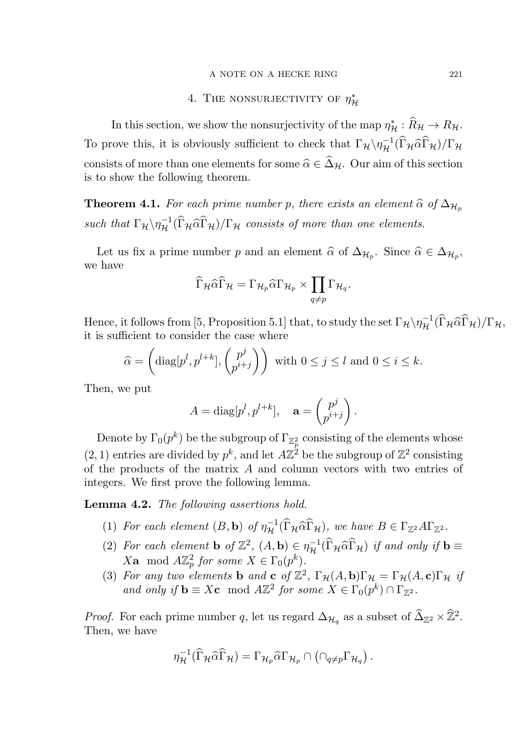## 4. The nonsurjectivity of $\eta^*_{\mathcal{H}}$

In this section, we show the nonsurjectivity of the map $\eta^*_{\mathcal{H}} : \widehat{R}_{\mathcal{H}} \to R_{\mathcal{H}}$. To prove this, it is obviously sufficient to check that $\Gamma_{\mathcal{H}} \backslash \eta^{-1}_{\mathcal{H}}(\widehat{\Gamma}_{\mathcal{H}} \widehat{\alpha} \widehat{\Gamma}_{\mathcal{H}})/\Gamma_{\mathcal{H}}$ consists of more than one elements for some $\widehat{\alpha} \in \widehat{\Delta}_{\mathcal{H}}$. Our aim of this section is to show the following theorem.

**Theorem 4.1.** *For each prime number $p$, there exists an element $\widehat{\alpha}$ of $\Delta_{\mathcal{H}_p}$ such that $\Gamma_{\mathcal{H}} \backslash \eta^{-1}_{\mathcal{H}}(\widehat{\Gamma}_{\mathcal{H}} \widehat{\alpha} \widehat{\Gamma}_{\mathcal{H}})/\Gamma_{\mathcal{H}}$ consists of more than one elements.*

Let us fix a prime number $p$ and an element $\widehat{\alpha}$ of $\Delta_{\mathcal{H}_p}$. Since $\widehat{\alpha} \in \Delta_{\mathcal{H}_p}$, we have

$$\widehat{\Gamma}_{\mathcal{H}} \widehat{\alpha} \widehat{\Gamma}_{\mathcal{H}} = \Gamma_{\mathcal{H}_p} \widehat{\alpha} \Gamma_{\mathcal{H}_p} \times \prod_{q \neq p} \Gamma_{\mathcal{H}_q}.$$

Hence, it follows from [5, Proposition 5.1] that, to study the set $\Gamma_{\mathcal{H}} \backslash \eta^{-1}_{\mathcal{H}}(\widehat{\Gamma}_{\mathcal{H}} \widehat{\alpha} \widehat{\Gamma}_{\mathcal{H}})/\Gamma_{\mathcal{H}}$, it is sufficient to consider the case where

$$\widehat{\alpha} = \left( \mathrm{diag}[p^l, p^{l+k}], \begin{pmatrix} p^j \\ p^{i+j} \end{pmatrix} \right) \text{ with } 0 \leq j \leq l \text{ and } 0 \leq i \leq k.$$

Then, we put

$$A = \mathrm{diag}[p^l, p^{l+k}], \quad \mathbf{a} = \begin{pmatrix} p^j \\ p^{i+j} \end{pmatrix}.$$

Denote by $\Gamma_0(p^k)$ be the subgroup of $\Gamma_{\mathbb{Z}_p^2}$ consisting of the elements whose $(2,1)$ entries are divided by $p^k$, and let $A\mathbb{Z}^2$ be the subgroup of $\mathbb{Z}^2$ consisting of the products of the matrix $A$ and column vectors with two entries of integers. We first prove the following lemma.

**Lemma 4.2.** *The following assertions hold.*

1. *For each element $(B, \mathbf{b})$ of $\eta^{-1}_{\mathcal{H}}(\widehat{\Gamma}_{\mathcal{H}} \widehat{\alpha} \widehat{\Gamma}_{\mathcal{H}})$, we have $B \in \Gamma_{\mathbb{Z}^2} A \Gamma_{\mathbb{Z}^2}$.*
2. *For each element $\mathbf{b}$ of $\mathbb{Z}^2$, $(A, \mathbf{b}) \in \eta^{-1}_{\mathcal{H}}(\widehat{\Gamma}_{\mathcal{H}} \widehat{\alpha} \widehat{\Gamma}_{\mathcal{H}})$ if and only if $\mathbf{b} \equiv X\mathbf{a} \mod A\mathbb{Z}_p^2$ for some $X \in \Gamma_0(p^k)$.*
3. *For any two elements $\mathbf{b}$ and $\mathbf{c}$ of $\mathbb{Z}^2$, $\Gamma_{\mathcal{H}}(A, \mathbf{b})\Gamma_{\mathcal{H}} = \Gamma_{\mathcal{H}}(A, \mathbf{c})\Gamma_{\mathcal{H}}$ if and only if $\mathbf{b} \equiv X\mathbf{c} \mod A\mathbb{Z}^2$ for some $X \in \Gamma_0(p^k) \cap \Gamma_{\mathbb{Z}^2}$.*

*Proof.* For each prime number $q$, let us regard $\Delta_{\mathcal{H}_q}$ as a subset of $\widehat{\Delta}_{\mathbb{Z}^2} \times \widehat{\mathbb{Z}}^2$. Then, we have

$$\eta^{-1}_{\mathcal{H}}(\widehat{\Gamma}_{\mathcal{H}} \widehat{\alpha} \widehat{\Gamma}_{\mathcal{H}}) = \Gamma_{\mathcal{H}_p} \widehat{\alpha} \Gamma_{\mathcal{H}_p} \cap \left( \cap_{q \neq p} \Gamma_{\mathcal{H}_q} \right).$$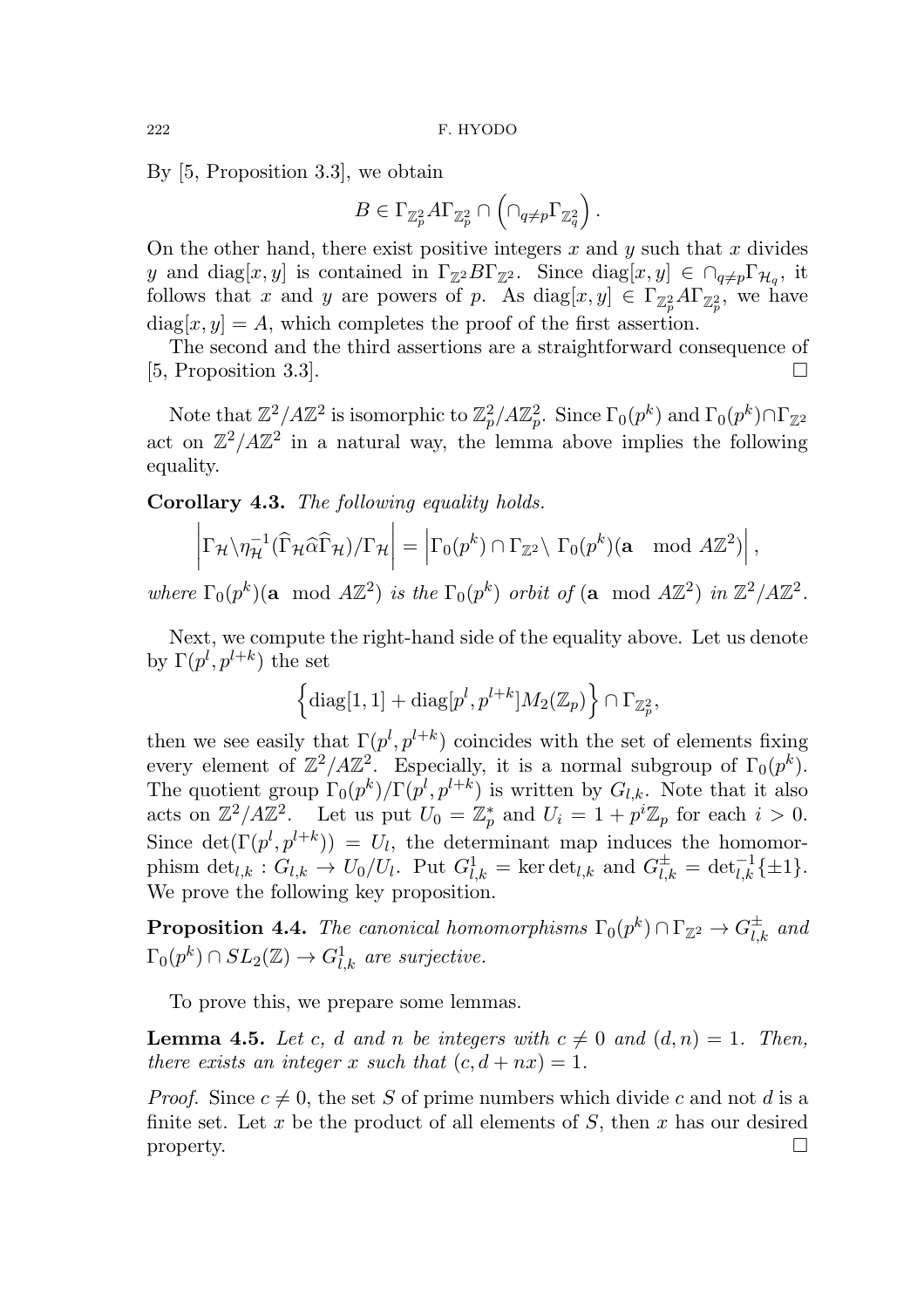By [5, Proposition 3.3], we obtain

$$B \in \Gamma_{\mathbb{Z}_p^2} A \Gamma_{\mathbb{Z}_p^2} \cap \left( \cap_{q \neq p} \Gamma_{\mathbb{Z}_q^2} \right).$$

On the other hand, there exist positive integers $x$ and $y$ such that $x$ divides $y$ and $\mathrm{diag}[x, y]$ is contained in $\Gamma_{\mathbb{Z}^2} B \Gamma_{\mathbb{Z}^2}$. Since $\mathrm{diag}[x, y] \in \cap_{q \neq p} \Gamma_{\mathcal{H}_q}$, it follows that $x$ and $y$ are powers of $p$. As $\mathrm{diag}[x, y] \in \Gamma_{\mathbb{Z}_p^2} A \Gamma_{\mathbb{Z}_p^2}$, we have $\mathrm{diag}[x, y] = A$, which completes the proof of the first assertion.

The second and the third assertions are a straightforward consequence of [5, Proposition 3.3]. $\square$

Note that $\mathbb{Z}^2/A\mathbb{Z}^2$ is isomorphic to $\mathbb{Z}_p^2/A\mathbb{Z}_p^2$. Since $\Gamma_0(p^k)$ and $\Gamma_0(p^k) \cap \Gamma_{\mathbb{Z}^2}$ act on $\mathbb{Z}^2/A\mathbb{Z}^2$ in a natural way, the lemma above implies the following equality.

**Corollary 4.3.** *The following equality holds.*

$$\left| \Gamma_{\mathcal{H}} \backslash \eta_{\mathcal{H}}^{-1}(\widehat{\Gamma}_{\mathcal{H}} \widehat{\alpha} \widehat{\Gamma}_{\mathcal{H}})/\Gamma_{\mathcal{H}} \right| = \left| \Gamma_0(p^k) \cap \Gamma_{\mathbb{Z}^2} \backslash \ \Gamma_0(p^k)(\mathbf{a} \mod A\mathbb{Z}^2) \right|,$$

*where* $\Gamma_0(p^k)(\mathbf{a} \mod A\mathbb{Z}^2)$ *is the* $\Gamma_0(p^k)$ *orbit of* $(\mathbf{a} \mod A\mathbb{Z}^2)$ *in* $\mathbb{Z}^2/A\mathbb{Z}^2$.

Next, we compute the right-hand side of the equality above. Let us denote by $\Gamma(p^l, p^{l+k})$ the set

$$\left\{ \mathrm{diag}[1, 1] + \mathrm{diag}[p^l, p^{l+k}] M_2(\mathbb{Z}_p) \right\} \cap \Gamma_{\mathbb{Z}_p^2},$$

then we see easily that $\Gamma(p^l, p^{l+k})$ coincides with the set of elements fixing every element of $\mathbb{Z}^2/A\mathbb{Z}^2$. Especially, it is a normal subgroup of $\Gamma_0(p^k)$. The quotient group $\Gamma_0(p^k)/\Gamma(p^l, p^{l+k})$ is written by $G_{l,k}$. Note that it also acts on $\mathbb{Z}^2/A\mathbb{Z}^2$. Let us put $U_0 = \mathbb{Z}_p^*$ and $U_i = 1 + p^i\mathbb{Z}_p$ for each $i > 0$. Since $\det(\Gamma(p^l, p^{l+k})) = U_l$, the determinant map induces the homomorphism $\det_{l,k} : G_{l,k} \to U_0/U_l$. Put $G_{l,k}^1 = \ker \det_{l,k}$ and $G_{l,k}^{\pm} = \det_{l,k}^{-1}\{\pm 1\}$. We prove the following key proposition.

**Proposition 4.4.** *The canonical homomorphisms* $\Gamma_0(p^k) \cap \Gamma_{\mathbb{Z}^2} \to G_{l,k}^{\pm}$ *and* $\Gamma_0(p^k) \cap SL_2(\mathbb{Z}) \to G_{l,k}^1$ *are surjective.*

To prove this, we prepare some lemmas.

**Lemma 4.5.** *Let* $c$, $d$ *and* $n$ *be integers with* $c \neq 0$ *and* $(d, n) = 1$. *Then, there exists an integer* $x$ *such that* $(c, d + nx) = 1$.

*Proof.* Since $c \neq 0$, the set $S$ of prime numbers which divide $c$ and not $d$ is a finite set. Let $x$ be the product of all elements of $S$, then $x$ has our desired property. $\square$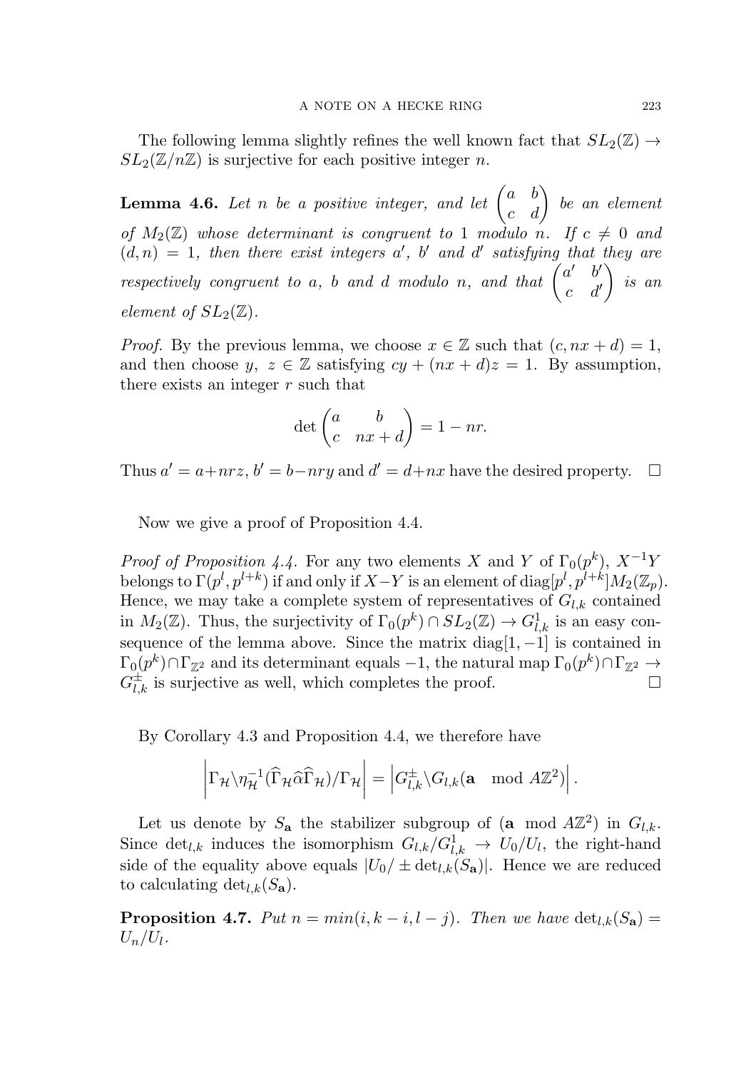The following lemma slightly refines the well known fact that $SL_2(\mathbb{Z}) \to SL_2(\mathbb{Z}/n\mathbb{Z})$ is surjective for each positive integer $n$.

**Lemma 4.6.** *Let $n$ be a positive integer, and let $\begin{pmatrix} a & b \\ c & d \end{pmatrix}$ be an element of $M_2(\mathbb{Z})$ whose determinant is congruent to 1 modulo $n$. If $c \neq 0$ and $(d, n) = 1$, then there exist integers $a'$, $b'$ and $d'$ satisfying that they are respectively congruent to $a$, $b$ and $d$ modulo $n$, and that $\begin{pmatrix} a' & b' \\ c & d' \end{pmatrix}$ is an element of $SL_2(\mathbb{Z})$.*

*Proof.* By the previous lemma, we choose $x \in \mathbb{Z}$ such that $(c, nx + d) = 1$, and then choose $y,\ z \in \mathbb{Z}$ satisfying $cy + (nx + d)z = 1$. By assumption, there exists an integer $r$ such that

$$\det \begin{pmatrix} a & b \\ c & nx + d \end{pmatrix} = 1 - nr.$$

Thus $a' = a + nrz$, $b' = b - nry$ and $d' = d + nx$ have the desired property. $\square$

Now we give a proof of Proposition 4.4.

*Proof of Proposition 4.4.* For any two elements $X$ and $Y$ of $\Gamma_0(p^k)$, $X^{-1}Y$ belongs to $\Gamma(p^l, p^{l+k})$ if and only if $X - Y$ is an element of $\mathrm{diag}[p^l, p^{l+k}]M_2(\mathbb{Z}_p)$. Hence, we may take a complete system of representatives of $G_{l,k}$ contained in $M_2(\mathbb{Z})$. Thus, the surjectivity of $\Gamma_0(p^k) \cap SL_2(\mathbb{Z}) \to G^1_{l,k}$ is an easy consequence of the lemma above. Since the matrix $\mathrm{diag}[1, -1]$ is contained in $\Gamma_0(p^k) \cap \Gamma_{\mathbb{Z}^2}$ and its determinant equals $-1$, the natural map $\Gamma_0(p^k) \cap \Gamma_{\mathbb{Z}^2} \to G^{\pm}_{l,k}$ is surjective as well, which completes the proof. $\square$

By Corollary 4.3 and Proposition 4.4, we therefore have

$$\left| \Gamma_{\mathcal{H}} \backslash \eta_{\mathcal{H}}^{-1}(\widehat{\Gamma}_{\mathcal{H}} \widehat{\alpha} \widehat{\Gamma}_{\mathcal{H}}) / \Gamma_{\mathcal{H}} \right| = \left| G^{\pm}_{l,k} \backslash G_{l,k}(\mathbf{a} \mod A\mathbb{Z}^2) \right|.$$

Let us denote by $S_{\mathbf{a}}$ the stabilizer subgroup of $(\mathbf{a} \bmod A\mathbb{Z}^2)$ in $G_{l,k}$. Since $\det_{l,k}$ induces the isomorphism $G_{l,k}/G^1_{l,k} \to U_0/U_l$, the right-hand side of the equality above equals $|U_0/ \pm \det_{l,k}(S_{\mathbf{a}})|$. Hence we are reduced to calculating $\det_{l,k}(S_{\mathbf{a}})$.

**Proposition 4.7.** *Put $n = min(i, k - i, l - j)$. Then we have $\det_{l,k}(S_{\mathbf{a}}) = U_n/U_l$.*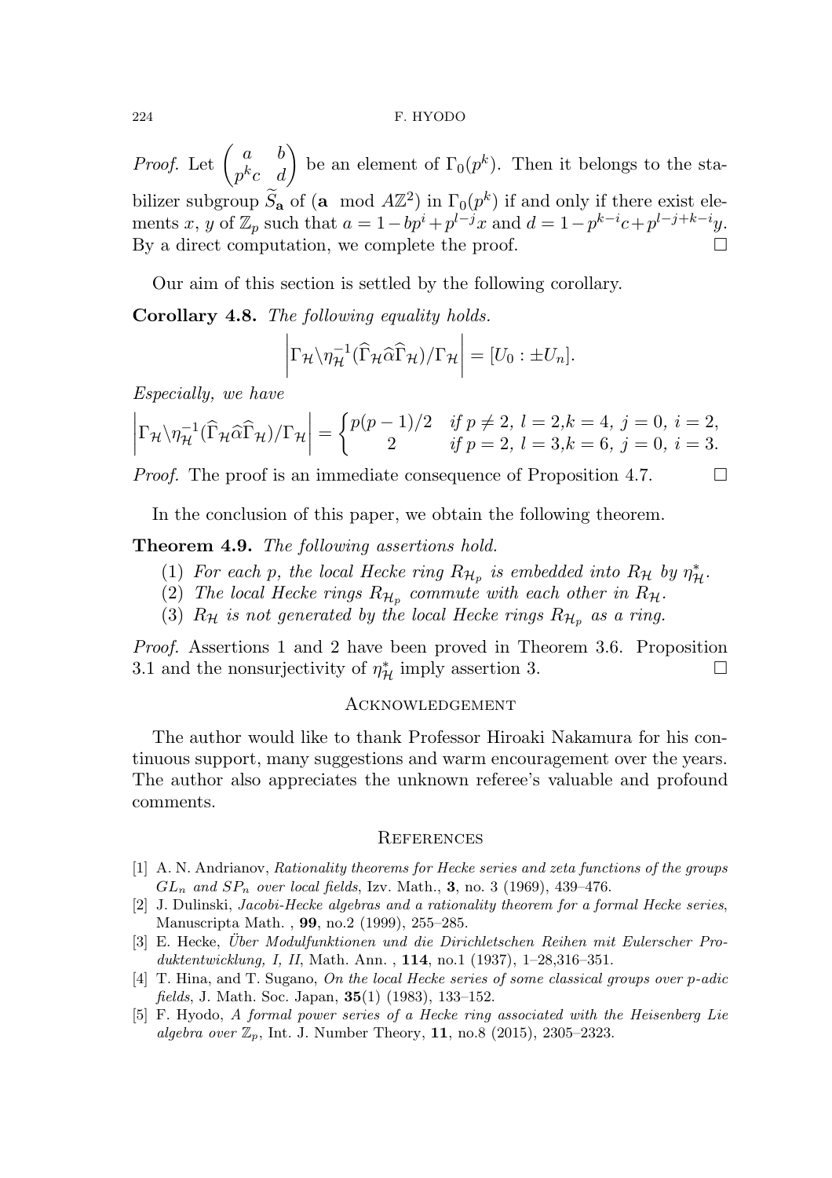*Proof.* Let $\begin{pmatrix} a & b \\ p^k c & d \end{pmatrix}$ be an element of $\Gamma_0(p^k)$. Then it belongs to the stabilizer subgroup $\widetilde{S}_{\mathbf{a}}$ of ($\mathbf{a} \mod A\mathbb{Z}^2$) in $\Gamma_0(p^k)$ if and only if there exist elements $x$, $y$ of $\mathbb{Z}_p$ such that $a = 1 - bp^i + p^{l-j}x$ and $d = 1 - p^{k-i}c + p^{l-j+k-i}y$. By a direct computation, we complete the proof. $\square$

Our aim of this section is settled by the following corollary.

**Corollary 4.8.** *The following equality holds.*

$$\left| \Gamma_{\mathcal{H}} \backslash \eta_{\mathcal{H}}^{-1}(\widehat{\Gamma}_{\mathcal{H}} \widehat{\alpha} \widehat{\Gamma}_{\mathcal{H}}) / \Gamma_{\mathcal{H}} \right| = [U_0 : \pm U_n].$$

*Especially, we have*

$$\left| \Gamma_{\mathcal{H}} \backslash \eta_{\mathcal{H}}^{-1}(\widehat{\Gamma}_{\mathcal{H}} \widehat{\alpha} \widehat{\Gamma}_{\mathcal{H}}) / \Gamma_{\mathcal{H}} \right| = \begin{cases} p(p-1)/2 & \text{if } p \neq 2,\ l = 2, k = 4,\ j = 0,\ i = 2, \\ 2 & \text{if } p = 2,\ l = 3, k = 6,\ j = 0,\ i = 3. \end{cases}$$

*Proof.* The proof is an immediate consequence of Proposition 4.7. $\square$

In the conclusion of this paper, we obtain the following theorem.

**Theorem 4.9.** *The following assertions hold.*

1. *For each $p$, the local Hecke ring $R_{\mathcal{H}_p}$ is embedded into $R_{\mathcal{H}}$ by $\eta_{\mathcal{H}}^*$.*
2. *The local Hecke rings $R_{\mathcal{H}_p}$ commute with each other in $R_{\mathcal{H}}$.*
3. *$R_{\mathcal{H}}$ is not generated by the local Hecke rings $R_{\mathcal{H}_p}$ as a ring.*

*Proof.* Assertions 1 and 2 have been proved in Theorem 3.6. Proposition 3.1 and the nonsurjectivity of $\eta_{\mathcal{H}}^*$ imply assertion 3. $\square$

## Acknowledgement

The author would like to thank Professor Hiroaki Nakamura for his continuous support, many suggestions and warm encouragement over the years. The author also appreciates the unknown referee's valuable and profound comments.

## References

[1] A. N. Andrianov, *Rationality theorems for Hecke series and zeta functions of the groups $GL_n$ and $SP_n$ over local fields*, Izv. Math., **3**, no. 3 (1969), 439–476.

[2] J. Dulinski, *Jacobi-Hecke algebras and a rationality theorem for a formal Hecke series*, Manuscripta Math. , **99**, no.2 (1999), 255–285.

[3] E. Hecke, *Über Modulfunktionen und die Dirichletschen Reihen mit Eulerscher Produktentwicklung, I, II*, Math. Ann. , **114**, no.1 (1937), 1–28,316–351.

[4] T. Hina, and T. Sugano, *On the local Hecke series of some classical groups over p-adic fields*, J. Math. Soc. Japan, **35**(1) (1983), 133–152.

[5] F. Hyodo, *A formal power series of a Hecke ring associated with the Heisenberg Lie algebra over $\mathbb{Z}_p$*, Int. J. Number Theory, **11**, no.8 (2015), 2305–2323.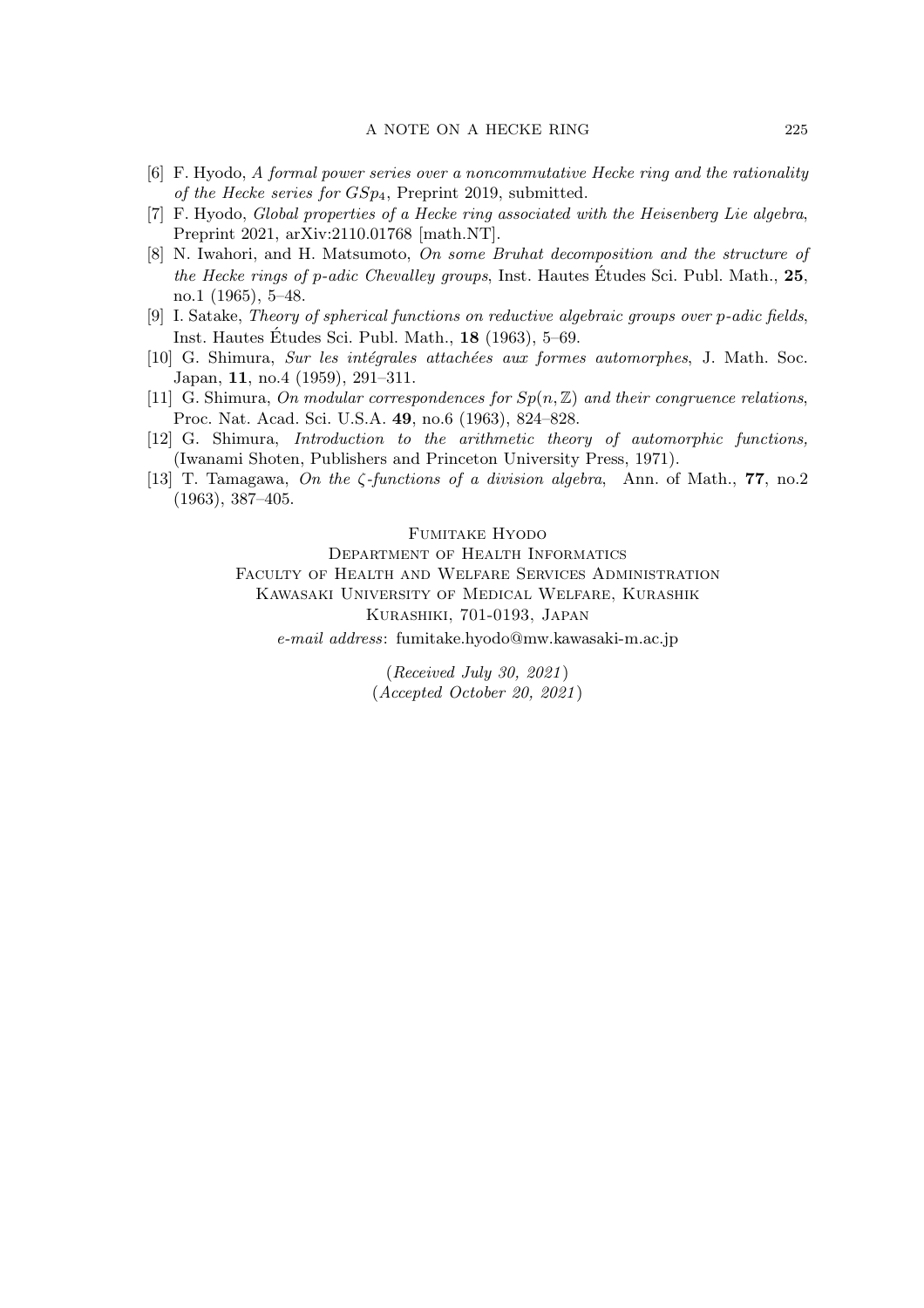[6] F. Hyodo, *A formal power series over a noncommutative Hecke ring and the rationality of the Hecke series for $GSp_4$*, Preprint 2019, submitted.

[7] F. Hyodo, *Global properties of a Hecke ring associated with the Heisenberg Lie algebra*, Preprint 2021, arXiv:2110.01768 [math.NT].

[8] N. Iwahori, and H. Matsumoto, *On some Bruhat decomposition and the structure of the Hecke rings of p-adic Chevalley groups*, Inst. Hautes Études Sci. Publ. Math., **25**, no.1 (1965), 5–48.

[9] I. Satake, *Theory of spherical functions on reductive algebraic groups over p-adic fields*, Inst. Hautes Études Sci. Publ. Math., **18** (1963), 5–69.

[10] G. Shimura, *Sur les intégrales attachées aux formes automorphes*, J. Math. Soc. Japan, **11**, no.4 (1959), 291–311.

[11] G. Shimura, *On modular correspondences for $Sp(n, \mathbb{Z})$ and their congruence relations*, Proc. Nat. Acad. Sci. U.S.A. **49**, no.6 (1963), 824–828.

[12] G. Shimura, *Introduction to the arithmetic theory of automorphic functions,* (Iwanami Shoten, Publishers and Princeton University Press, 1971).

[13] T. Tamagawa, *On the $\zeta$-functions of a division algebra*, Ann. of Math., **77**, no.2 (1963), 387–405.

Fumitake Hyodo
Department of Health Informatics
Faculty of Health and Welfare Services Administration
Kawasaki University of Medical Welfare, Kurashik
Kurashiki, 701-0193, Japan
*e-mail address*: fumitake.hyodo@mw.kawasaki-m.ac.jp

(*Received July 30, 2021*)
(*Accepted October 20, 2021*)